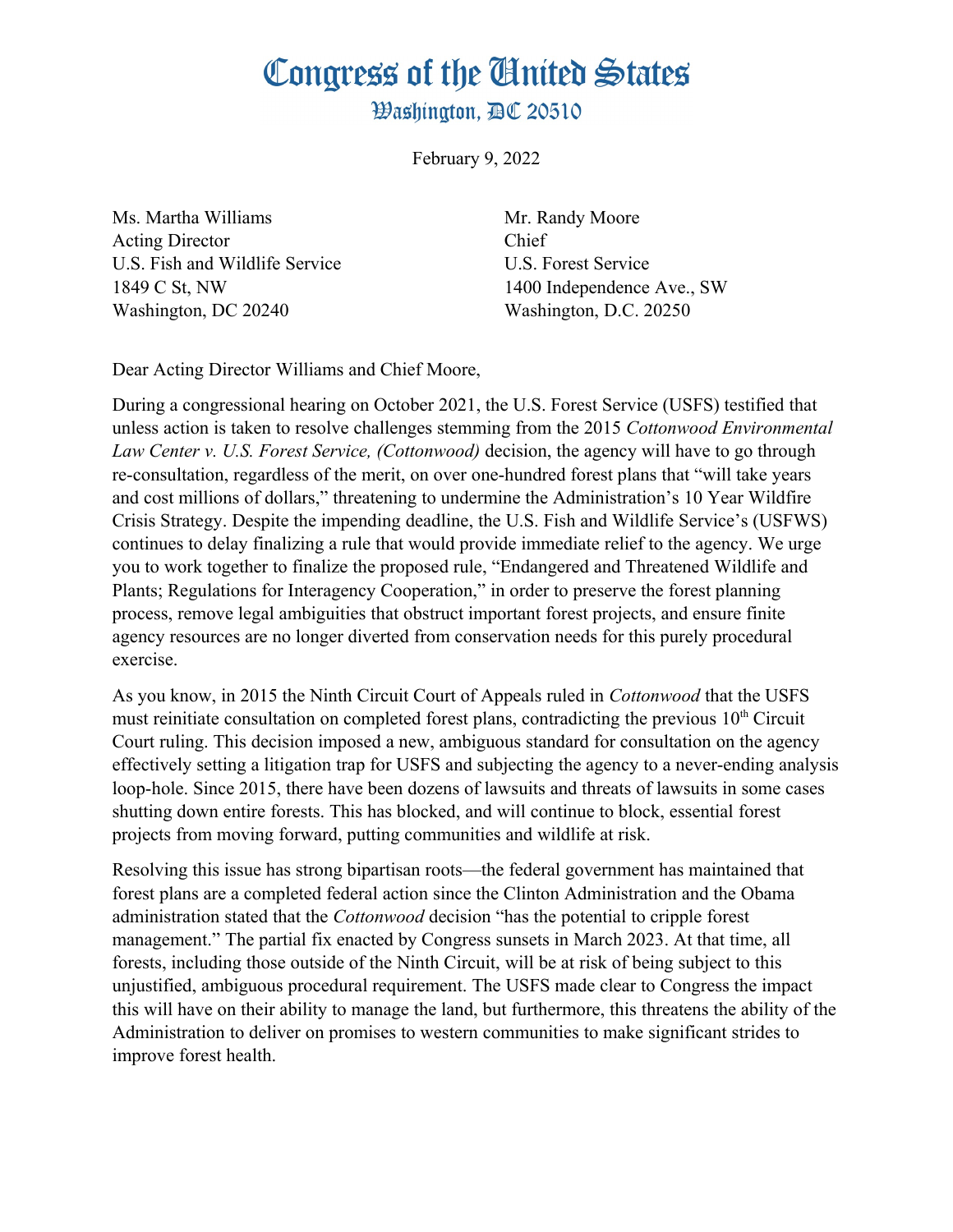# Congress of the United States

## Washington, DC 20510

February 9, 2022

Ms. Martha Williams
Acting Director
U.S. Fish and Wildlife Service
1849 C St, NW
Washington, DC 20240

Mr. Randy Moore
Chief
U.S. Forest Service
1400 Independence Ave., SW
Washington, D.C. 20250

Dear Acting Director Williams and Chief Moore,

During a congressional hearing on October 2021, the U.S. Forest Service (USFS) testified that unless action is taken to resolve challenges stemming from the 2015 *Cottonwood Environmental Law Center v. U.S. Forest Service, (Cottonwood)* decision, the agency will have to go through re-consultation, regardless of the merit, on over one-hundred forest plans that "will take years and cost millions of dollars," threatening to undermine the Administration's 10 Year Wildfire Crisis Strategy. Despite the impending deadline, the U.S. Fish and Wildlife Service's (USFWS) continues to delay finalizing a rule that would provide immediate relief to the agency. We urge you to work together to finalize the proposed rule, "Endangered and Threatened Wildlife and Plants; Regulations for Interagency Cooperation," in order to preserve the forest planning process, remove legal ambiguities that obstruct important forest projects, and ensure finite agency resources are no longer diverted from conservation needs for this purely procedural exercise.

As you know, in 2015 the Ninth Circuit Court of Appeals ruled in *Cottonwood* that the USFS must reinitiate consultation on completed forest plans, contradicting the previous 10th Circuit Court ruling. This decision imposed a new, ambiguous standard for consultation on the agency effectively setting a litigation trap for USFS and subjecting the agency to a never-ending analysis loop-hole. Since 2015, there have been dozens of lawsuits and threats of lawsuits in some cases shutting down entire forests. This has blocked, and will continue to block, essential forest projects from moving forward, putting communities and wildlife at risk.

Resolving this issue has strong bipartisan roots—the federal government has maintained that forest plans are a completed federal action since the Clinton Administration and the Obama administration stated that the *Cottonwood* decision "has the potential to cripple forest management." The partial fix enacted by Congress sunsets in March 2023. At that time, all forests, including those outside of the Ninth Circuit, will be at risk of being subject to this unjustified, ambiguous procedural requirement. The USFS made clear to Congress the impact this will have on their ability to manage the land, but furthermore, this threatens the ability of the Administration to deliver on promises to western communities to make significant strides to improve forest health.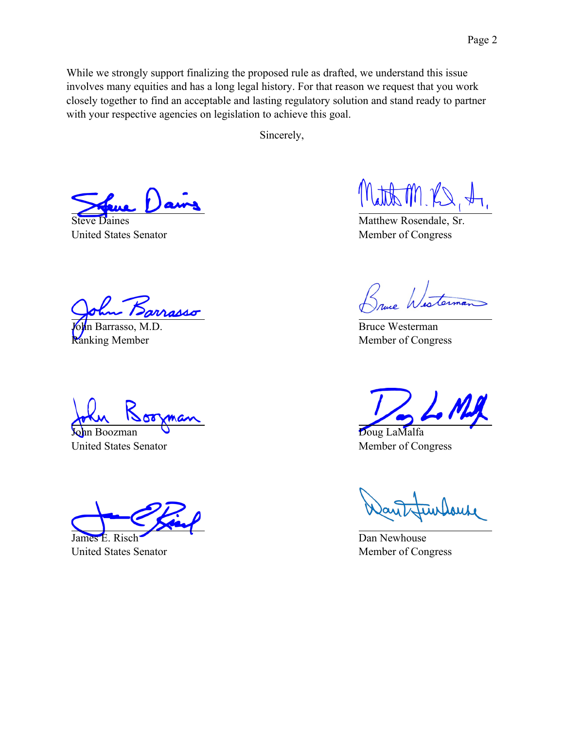While we strongly support finalizing the proposed rule as drafted, we understand this issue involves many equities and has a long legal history. For that reason we request that you work closely together to find an acceptable and lasting regulatory solution and stand ready to partner with your respective agencies on legislation to achieve this goal.

Sincerely,

Steve Daines
United States Senator

Matthew Rosendale, Sr.
Member of Congress

John Barrasso, M.D.
Ranking Member

Bruce Westerman
Member of Congress

John Boozman
United States Senator

Doug LaMalfa
Member of Congress

James E. Risch
United States Senator

Dan Newhouse
Member of Congress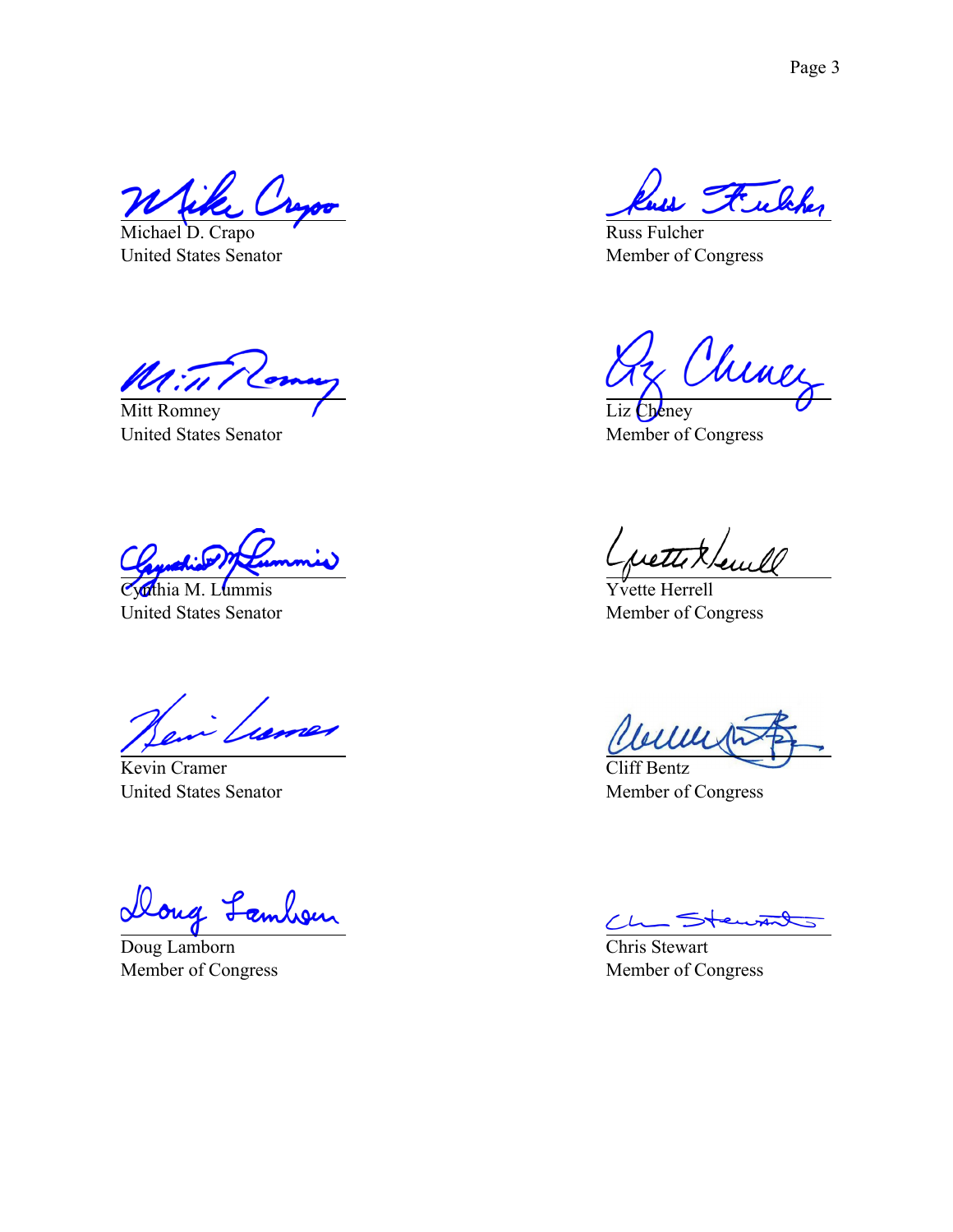Michael D. Crapo
United States Senator

Russ Fulcher
Member of Congress

Mitt Romney
United States Senator

Liz Cheney
Member of Congress

Cynthia M. Lummis
United States Senator

Yvette Herrell
Member of Congress

Kevin Cramer
United States Senator

Cliff Bentz
Member of Congress

Doug Lamborn
Member of Congress

Chris Stewart
Member of Congress